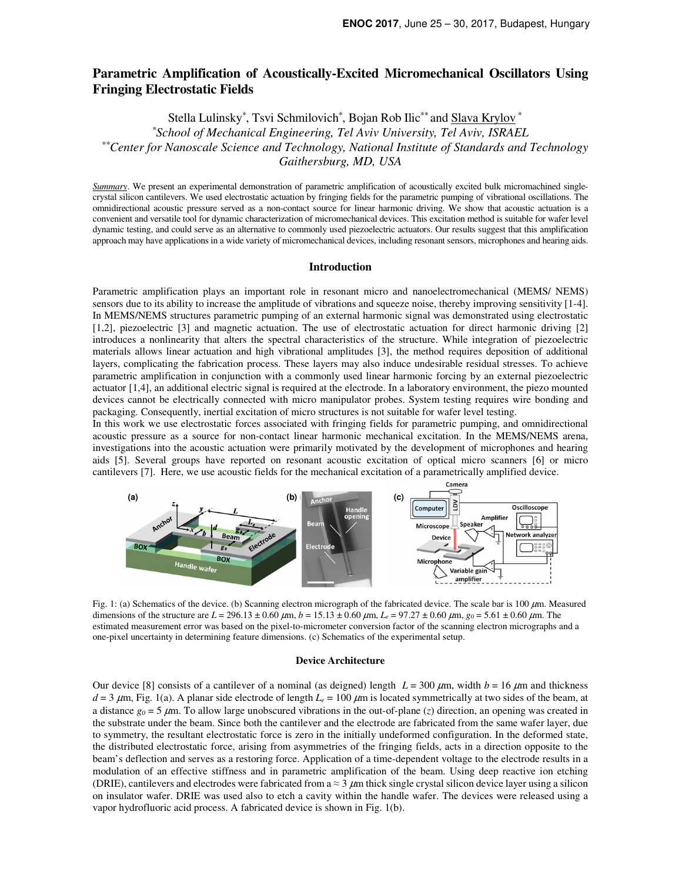# Parametric Amplification of Acoustically-Excited Micromechanical Oscillators Using Fringing Electrostatic Fields

Stella Lulinsky[*], Tsvi Schmilovich[*], Bojan Rob Ilic[**] and Slava Krylov[*]

[*]*School of Mechanical Engineering, Tel Aviv University, Tel Aviv, ISRAEL*

[**]*Center for Nanoscale Science and Technology, National Institute of Standards and Technology Gaithersburg, MD, USA*

*Summary*. We present an experimental demonstration of parametric amplification of acoustically excited bulk micromachined single-crystal silicon cantilevers. We used electrostatic actuation by fringing fields for the parametric pumping of vibrational oscillations. The omnidirectional acoustic pressure served as a non-contact source for linear harmonic driving. We show that acoustic actuation is a convenient and versatile tool for dynamic characterization of micromechanical devices. This excitation method is suitable for wafer level dynamic testing, and could serve as an alternative to commonly used piezoelectric actuators. Our results suggest that this amplification approach may have applications in a wide variety of micromechanical devices, including resonant sensors, microphones and hearing aids.

## Introduction

Parametric amplification plays an important role in resonant micro and nanoelectromechanical (MEMS/ NEMS) sensors due to its ability to increase the amplitude of vibrations and squeeze noise, thereby improving sensitivity [1-4]. In MEMS/NEMS structures parametric pumping of an external harmonic signal was demonstrated using electrostatic [1,2], piezoelectric [3] and magnetic actuation. The use of electrostatic actuation for direct harmonic driving [2] introduces a nonlinearity that alters the spectral characteristics of the structure. While integration of piezoelectric materials allows linear actuation and high vibrational amplitudes [3], the method requires deposition of additional layers, complicating the fabrication process. These layers may also induce undesirable residual stresses. To achieve parametric amplification in conjunction with a commonly used linear harmonic forcing by an external piezoelectric actuator [1,4], an additional electric signal is required at the electrode. In a laboratory environment, the piezo mounted devices cannot be electrically connected with micro manipulator probes. System testing requires wire bonding and packaging. Consequently, inertial excitation of micro structures is not suitable for wafer level testing.

In this work we use electrostatic forces associated with fringing fields for parametric pumping, and omnidirectional acoustic pressure as a source for non-contact linear harmonic mechanical excitation. In the MEMS/NEMS arena, investigations into the acoustic actuation were primarily motivated by the development of microphones and hearing aids [5]. Several groups have reported on resonant acoustic excitation of optical micro scanners [6] or micro cantilevers [7]. Here, we use acoustic fields for the mechanical excitation of a parametrically amplified device.

Fig. 1: (a) Schematics of the device. (b) Scanning electron micrograph of the fabricated device. The scale bar is 100 $\mu$m. Measured dimensions of the structure are $L = 296.13 \pm 0.60$ $\mu$m, $b = 15.13 \pm 0.60$ $\mu$m, $L_e = 97.27 \pm 0.60$ $\mu$m, $g_0 = 5.61 \pm 0.60$ $\mu$m. The estimated measurement error was based on the pixel-to-micrometer conversion factor of the scanning electron micrographs and a one-pixel uncertainty in determining feature dimensions. (c) Schematics of the experimental setup.

## Device Architecture

Our device [8] consists of a cantilever of a nominal (as deigned) length $L = 300$ $\mu$m, width $b = 16$ $\mu$m and thickness $d = 3$ $\mu$m, Fig. 1(a). A planar side electrode of length $L_e = 100$ $\mu$m is located symmetrically at two sides of the beam, at a distance $g_0 = 5$ $\mu$m. To allow large unobscured vibrations in the out-of-plane ($z$) direction, an opening was created in the substrate under the beam. Since both the cantilever and the electrode are fabricated from the same wafer layer, due to symmetry, the resultant electrostatic force is zero in the initially undeformed configuration. In the deformed state, the distributed electrostatic force, arising from asymmetries of the fringing fields, acts in a direction opposite to the beam's deflection and serves as a restoring force. Application of a time-dependent voltage to the electrode results in a modulation of an effective stiffness and in parametric amplification of the beam. Using deep reactive ion etching (DRIE), cantilevers and electrodes were fabricated from a $\approx 3$ $\mu$m thick single crystal silicon device layer using a silicon on insulator wafer. DRIE was used also to etch a cavity within the handle wafer. The devices were released using a vapor hydrofluoric acid process. A fabricated device is shown in Fig. 1(b).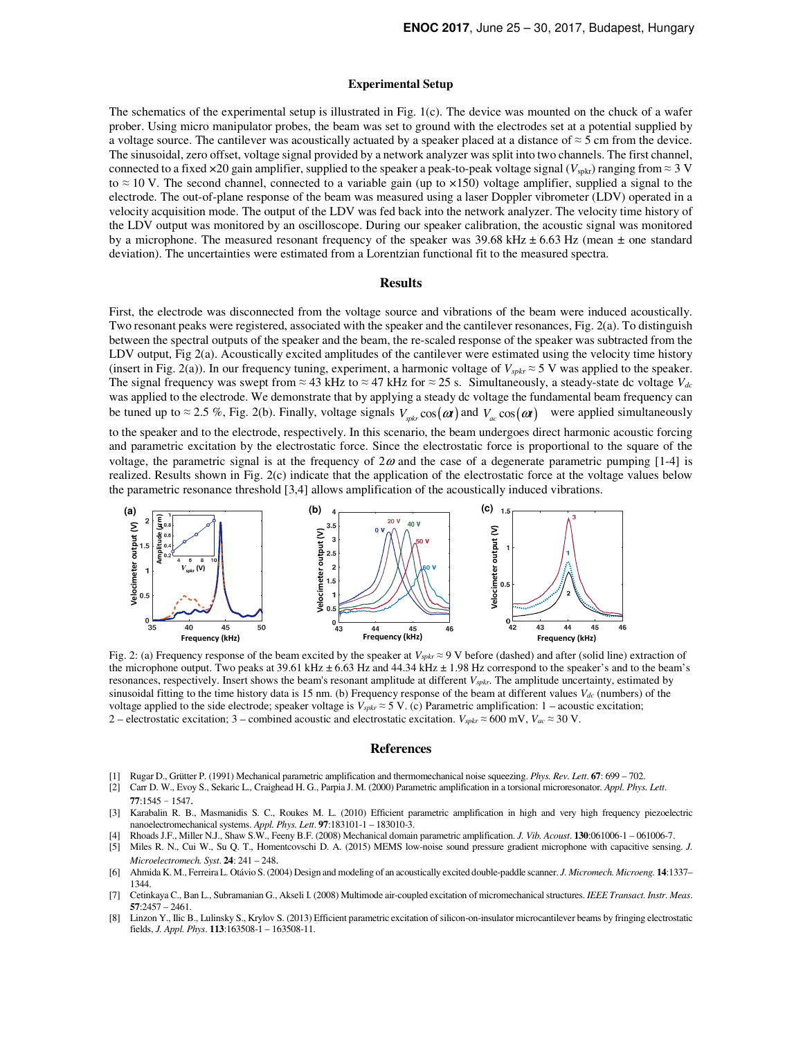### Experimental Setup

The schematics of the experimental setup is illustrated in Fig. 1(c). The device was mounted on the chuck of a wafer prober. Using micro manipulator probes, the beam was set to ground with the electrodes set at a potential supplied by a voltage source. The cantilever was acoustically actuated by a speaker placed at a distance of ≈ 5 cm from the device. The sinusoidal, zero offset, voltage signal provided by a network analyzer was split into two channels. The first channel, connected to a fixed ×20 gain amplifier, supplied to the speaker a peak-to-peak voltage signal ($V_{spkr}$) ranging from ≈ 3 V to ≈ 10 V. The second channel, connected to a variable gain (up to ×150) voltage amplifier, supplied a signal to the electrode. The out-of-plane response of the beam was measured using a laser Doppler vibrometer (LDV) operated in a velocity acquisition mode. The output of the LDV was fed back into the network analyzer. The velocity time history of the LDV output was monitored by an oscilloscope. During our speaker calibration, the acoustic signal was monitored by a microphone. The measured resonant frequency of the speaker was 39.68 kHz ± 6.63 Hz (mean ± one standard deviation). The uncertainties were estimated from a Lorentzian functional fit to the measured spectra.

### Results

First, the electrode was disconnected from the voltage source and vibrations of the beam were induced acoustically. Two resonant peaks were registered, associated with the speaker and the cantilever resonances, Fig. 2(a). To distinguish between the spectral outputs of the speaker and the beam, the re-scaled response of the speaker was subtracted from the LDV output, Fig 2(a). Acoustically excited amplitudes of the cantilever were estimated using the velocity time history (insert in Fig. 2(a)). In our frequency tuning, experiment, a harmonic voltage of $V_{spkr}$ ≈ 5 V was applied to the speaker. The signal frequency was swept from ≈ 43 kHz to ≈ 47 kHz for ≈ 25 s. Simultaneously, a steady-state dc voltage $V_{dc}$ was applied to the electrode. We demonstrate that by applying a steady dc voltage the fundamental beam frequency can be tuned up to ≈ 2.5 %, Fig. 2(b). Finally, voltage signals $V_{spkr}\cos(\omega t)$ and $V_{ac}\cos(\omega t)$ were applied simultaneously to the speaker and to the electrode, respectively. In this scenario, the beam undergoes direct harmonic acoustic forcing and parametric excitation by the electrostatic force. Since the electrostatic force is proportional to the square of the voltage, the parametric signal is at the frequency of $2\omega$ and the case of a degenerate parametric pumping [1-4] is realized. Results shown in Fig. 2(c) indicate that the application of the electrostatic force at the voltage values below the parametric resonance threshold [3,4] allows amplification of the acoustically induced vibrations.

(a)
Velocimeter output (V)
Frequency (kHz)
Amplitude (μm)
$V_{spkr}$ (V)

(b)
0 V
20 V
40 V
50 V
60 V
Velocimeter output (V)
Frequency (kHz)

(c)
3
1
2
Velocimeter output (V)
Frequency (kHz)

Fig. 2: (a) Frequency response of the beam excited by the speaker at $V_{spkr}$ ≈ 9 V before (dashed) and after (solid line) extraction of the microphone output. Two peaks at 39.61 kHz ± 6.63 Hz and 44.34 kHz ± 1.98 Hz correspond to the speaker's and to the beam's resonances, respectively. Insert shows the beam's resonant amplitude at different $V_{spkr}$. The amplitude uncertainty, estimated by sinusoidal fitting to the time history data is 15 nm. (b) Frequency response of the beam at different values $V_{dc}$ (numbers) of the voltage applied to the side electrode; speaker voltage is $V_{spkr}$ ≈ 5 V. (c) Parametric amplification: 1 – acoustic excitation; 2 – electrostatic excitation; 3 – combined acoustic and electrostatic excitation. $V_{spkr}$ ≈ 600 mV, $V_{ac}$ ≈ 30 V.

### References

[1] Rugar D., Grütter P. (1991) Mechanical parametric amplification and thermomechanical noise squeezing. *Phys. Rev. Lett*. **67**: 699 – 702.

[2] Carr D. W., Evoy S., Sekaric L., Craighead H. G., Parpia J. M. (2000) Parametric amplification in a torsional microresonator. *Appl. Phys. Lett*. **77**:1545 – 1547.

[3] Karabalin R. B., Masmanidis S. C., Roukes M. L. (2010) Efficient parametric amplification in high and very high frequency piezoelectric nanoelectromechanical systems. *Appl. Phys. Lett*. **97**:183101-1 – 183010-3.

[4] Rhoads J.F., Miller N.J., Shaw S.W., Feeny B.F. (2008) Mechanical domain parametric amplification. *J. Vib. Acoust*. **130**:061006-1 – 061006-7.

[5] Miles R. N., Cui W., Su Q. T., Homentcovschi D. A. (2015) MEMS low-noise sound pressure gradient microphone with capacitive sensing. *J. Microelectromech. Syst*. **24**: 241 – 248.

[6] Ahmida K. M., Ferreira L. Otávio S. (2004) Design and modeling of an acoustically excited double-paddle scanner. *J. Micromech. Microeng*. **14**:1337–1344.

[7] Cetinkaya C., Ban L., Subramanian G., Akseli I. (2008) Multimode air-coupled excitation of micromechanical structures. *IEEE Transact. Instr. Meas*. **57**:2457 – 2461.

[8] Linzon Y., Ilic B., Lulinsky S., Krylov S. (2013) Efficient parametric excitation of silicon-on-insulator microcantilever beams by fringing electrostatic fields, *J. Appl. Phys*. **113**:163508-1 – 163508-11.